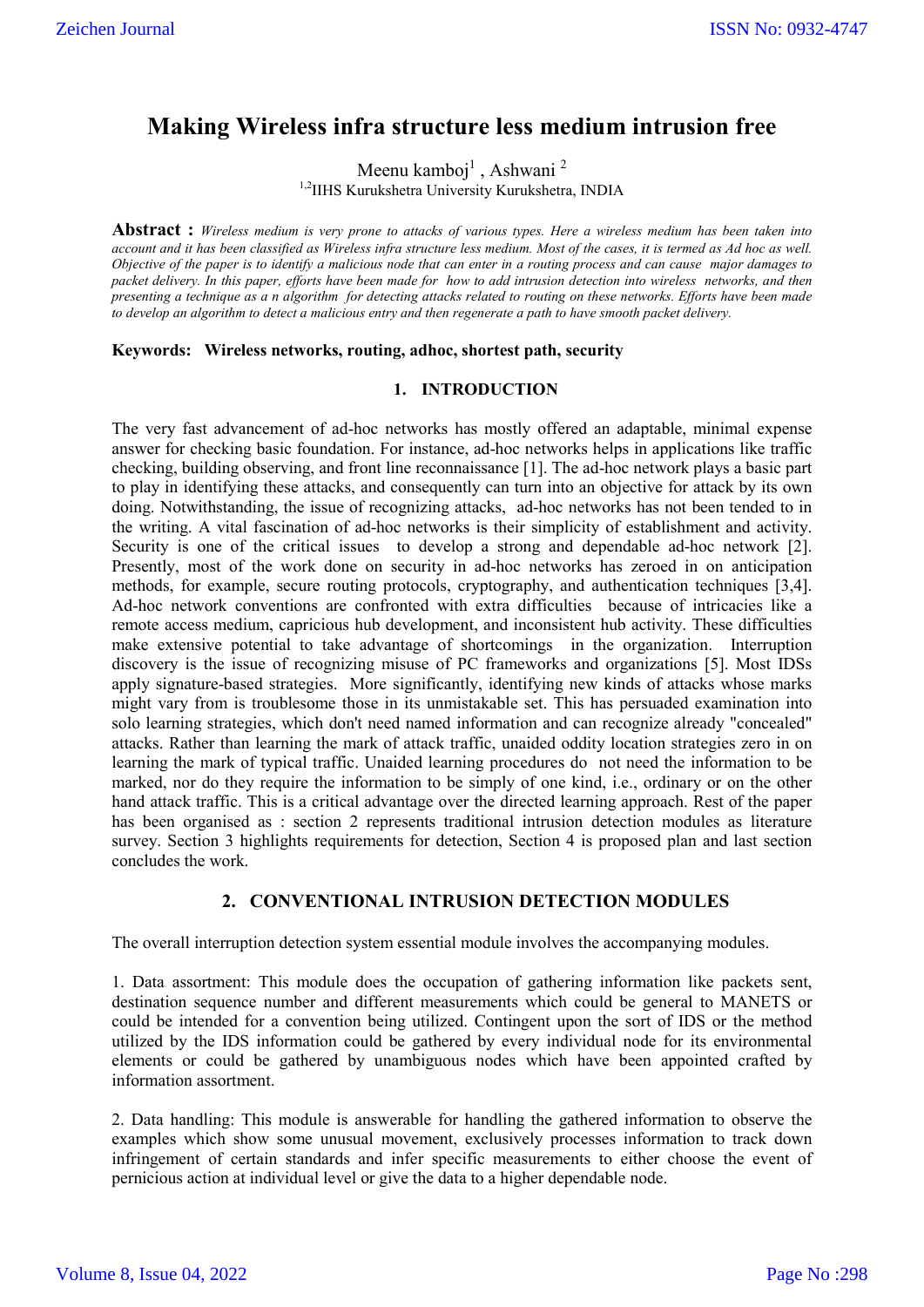# Making Wireless infra structure less medium intrusion free

Meenu kamboj[1] , Ashwani [2]

[1,2]IIHS Kurukshetra University Kurukshetra, INDIA

**Abstract :** *Wireless medium is very prone to attacks of various types. Here a wireless medium has been taken into account and it has been classified as Wireless infra structure less medium. Most of the cases, it is termed as Ad hoc as well. Objective of the paper is to identify a malicious node that can enter in a routing process and can cause major damages to packet delivery. In this paper, efforts have been made for how to add intrusion detection into wireless networks, and then presenting a technique as a n algorithm for detecting attacks related to routing on these networks. Efforts have been made to develop an algorithm to detect a malicious entry and then regenerate a path to have smooth packet delivery.*

**Keywords: Wireless networks, routing, adhoc, shortest path, security**

## 1. INTRODUCTION

The very fast advancement of ad-hoc networks has mostly offered an adaptable, minimal expense answer for checking basic foundation. For instance, ad-hoc networks helps in applications like traffic checking, building observing, and front line reconnaissance [1]. The ad-hoc network plays a basic part to play in identifying these attacks, and consequently can turn into an objective for attack by its own doing. Notwithstanding, the issue of recognizing attacks, ad-hoc networks has not been tended to in the writing. A vital fascination of ad-hoc networks is their simplicity of establishment and activity. Security is one of the critical issues to develop a strong and dependable ad-hoc network [2]. Presently, most of the work done on security in ad-hoc networks has zeroed in on anticipation methods, for example, secure routing protocols, cryptography, and authentication techniques [3,4]. Ad-hoc network conventions are confronted with extra difficulties because of intricacies like a remote access medium, capricious hub development, and inconsistent hub activity. These difficulties make extensive potential to take advantage of shortcomings in the organization. Interruption discovery is the issue of recognizing misuse of PC frameworks and organizations [5]. Most IDSs apply signature-based strategies. More significantly, identifying new kinds of attacks whose marks might vary from is troublesome those in its unmistakable set. This has persuaded examination into solo learning strategies, which don't need named information and can recognize already "concealed" attacks. Rather than learning the mark of attack traffic, unaided oddity location strategies zero in on learning the mark of typical traffic. Unaided learning procedures do not need the information to be marked, nor do they require the information to be simply of one kind, i.e., ordinary or on the other hand attack traffic. This is a critical advantage over the directed learning approach. Rest of the paper has been organised as : section 2 represents traditional intrusion detection modules as literature survey. Section 3 highlights requirements for detection, Section 4 is proposed plan and last section concludes the work.

## 2. CONVENTIONAL INTRUSION DETECTION MODULES

The overall interruption detection system essential module involves the accompanying modules.

1. Data assortment: This module does the occupation of gathering information like packets sent, destination sequence number and different measurements which could be general to MANETS or could be intended for a convention being utilized. Contingent upon the sort of IDS or the method utilized by the IDS information could be gathered by every individual node for its environmental elements or could be gathered by unambiguous nodes which have been appointed crafted by information assortment.

2. Data handling: This module is answerable for handling the gathered information to observe the examples which show some unusual movement, exclusively processes information to track down infringement of certain standards and infer specific measurements to either choose the event of pernicious action at individual level or give the data to a higher dependable node.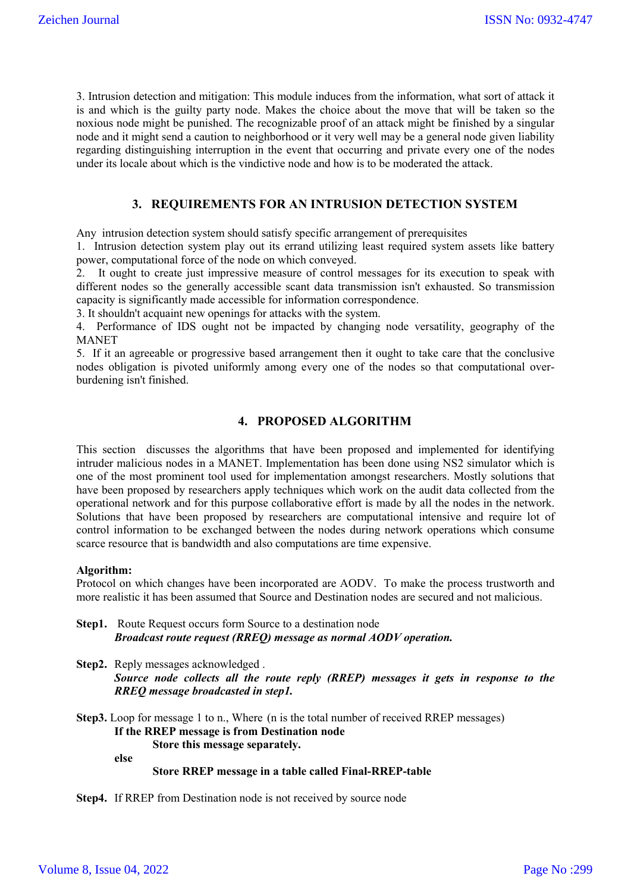3. Intrusion detection and mitigation: This module induces from the information, what sort of attack it is and which is the guilty party node. Makes the choice about the move that will be taken so the noxious node might be punished. The recognizable proof of an attack might be finished by a singular node and it might send a caution to neighborhood or it very well may be a general node given liability regarding distinguishing interruption in the event that occurring and private every one of the nodes under its locale about which is the vindictive node and how is to be moderated the attack.

## 3. REQUIREMENTS FOR AN INTRUSION DETECTION SYSTEM

Any intrusion detection system should satisfy specific arrangement of prerequisites

1. Intrusion detection system play out its errand utilizing least required system assets like battery power, computational force of the node on which conveyed.
2. It ought to create just impressive measure of control messages for its execution to speak with different nodes so the generally accessible scant data transmission isn't exhausted. So transmission capacity is significantly made accessible for information correspondence.
3. It shouldn't acquaint new openings for attacks with the system.
4. Performance of IDS ought not be impacted by changing node versatility, geography of the MANET
5. If it an agreeable or progressive based arrangement then it ought to take care that the conclusive nodes obligation is pivoted uniformly among every one of the nodes so that computational over-burdening isn't finished.

## 4. PROPOSED ALGORITHM

This section discusses the algorithms that have been proposed and implemented for identifying intruder malicious nodes in a MANET. Implementation has been done using NS2 simulator which is one of the most prominent tool used for implementation amongst researchers. Mostly solutions that have been proposed by researchers apply techniques which work on the audit data collected from the operational network and for this purpose collaborative effort is made by all the nodes in the network. Solutions that have been proposed by researchers are computational intensive and require lot of control information to be exchanged between the nodes during network operations which consume scarce resource that is bandwidth and also computations are time expensive.

**Algorithm:**

Protocol on which changes have been incorporated are AODV. To make the process trustworth and more realistic it has been assumed that Source and Destination nodes are secured and not malicious.

**Step1.** Route Request occurs form Source to a destination node
***Broadcast route request (RREQ) message as normal AODV operation.***

**Step2.** Reply messages acknowledged .
***Source node collects all the route reply (RREP) messages it gets in response to the RREQ message broadcasted in step1.***

**Step3.** Loop for message 1 to n., Where (n is the total number of received RREP messages)
**If the RREP message is from Destination node**
**Store this message separately.**
**else**
**Store RREP message in a table called Final-RREP-table**

**Step4.** If RREP from Destination node is not received by source node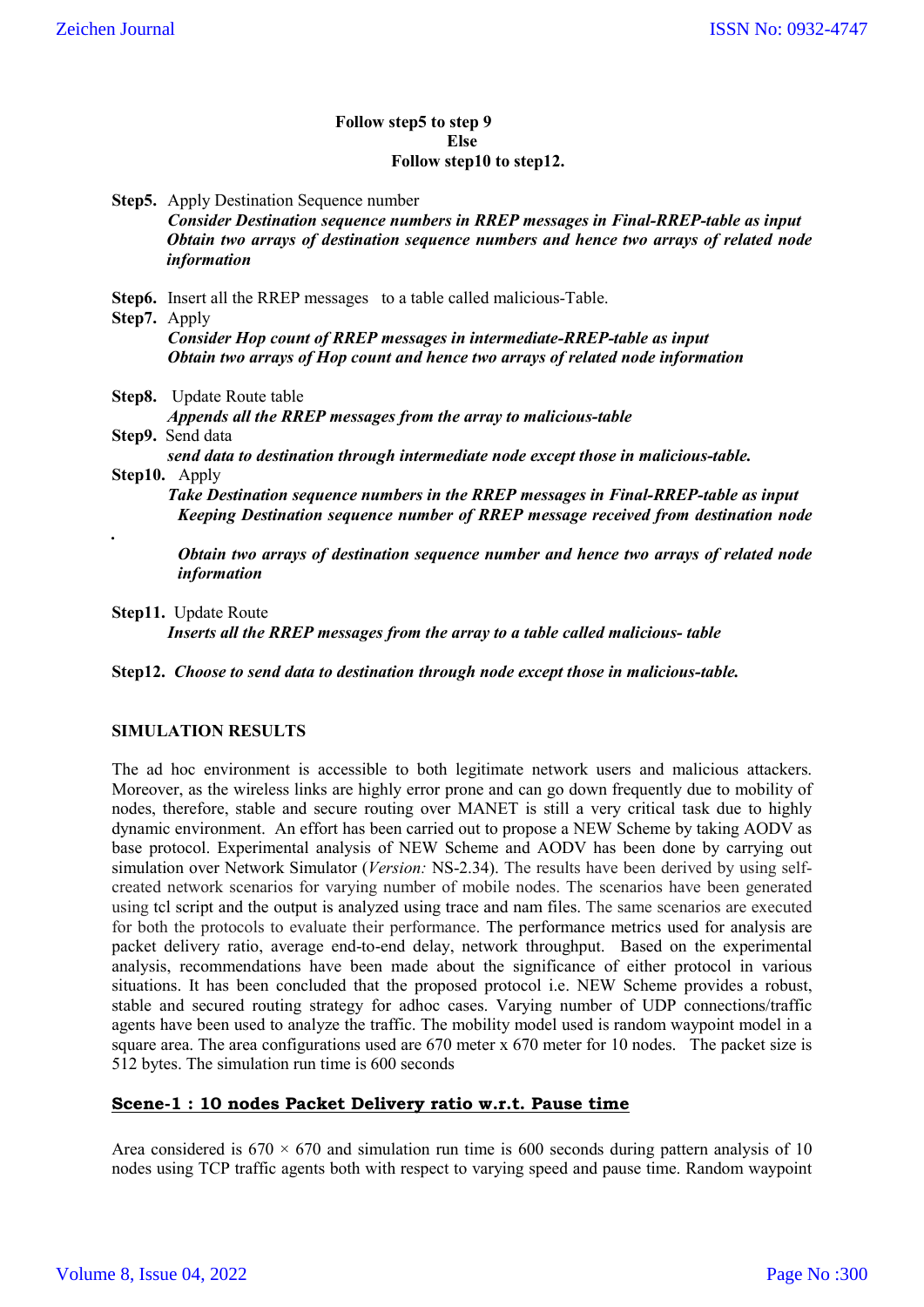**Follow step5 to step 9**
**Else**
**Follow step10 to step12.**

**Step5.** Apply Destination Sequence number
***Consider Destination sequence numbers in RREP messages in Final-RREP-table as input***
***Obtain two arrays of destination sequence numbers and hence two arrays of related node information***

**Step6.** Insert all the RREP messages to a table called malicious-Table.

**Step7.** Apply
***Consider Hop count of RREP messages in intermediate-RREP-table as input***
***Obtain two arrays of Hop count and hence two arrays of related node information***

**Step8.** Update Route table
***Appends all the RREP messages from the array to malicious-table***

**Step9.** Send data
***send data to destination through intermediate node except those in malicious-table.***

**Step10.** Apply
***Take Destination sequence numbers in the RREP messages in Final-RREP-table as input***
***Keeping Destination sequence number of RREP message received from destination node***

***Obtain two arrays of destination sequence number and hence two arrays of related node information***

**Step11.** Update Route
***Inserts all the RREP messages from the array to a table called malicious- table***

**Step12.** ***Choose to send data to destination through node except those in malicious-table.***

## SIMULATION RESULTS

The ad hoc environment is accessible to both legitimate network users and malicious attackers. Moreover, as the wireless links are highly error prone and can go down frequently due to mobility of nodes, therefore, stable and secure routing over MANET is still a very critical task due to highly dynamic environment. An effort has been carried out to propose a NEW Scheme by taking AODV as base protocol. Experimental analysis of NEW Scheme and AODV has been done by carrying out simulation over Network Simulator (*Version:* NS-2.34). The results have been derived by using self-created network scenarios for varying number of mobile nodes. The scenarios have been generated using tcl script and the output is analyzed using trace and nam files. The same scenarios are executed for both the protocols to evaluate their performance. The performance metrics used for analysis are packet delivery ratio, average end-to-end delay, network throughput. Based on the experimental analysis, recommendations have been made about the significance of either protocol in various situations. It has been concluded that the proposed protocol i.e. NEW Scheme provides a robust, stable and secured routing strategy for adhoc cases. Varying number of UDP connections/traffic agents have been used to analyze the traffic. The mobility model used is random waypoint model in a square area. The area configurations used are 670 meter x 670 meter for 10 nodes. The packet size is 512 bytes. The simulation run time is 600 seconds

### Scene-1 : 10 nodes Packet Delivery ratio w.r.t. Pause time

Area considered is 670 × 670 and simulation run time is 600 seconds during pattern analysis of 10 nodes using TCP traffic agents both with respect to varying speed and pause time. Random waypoint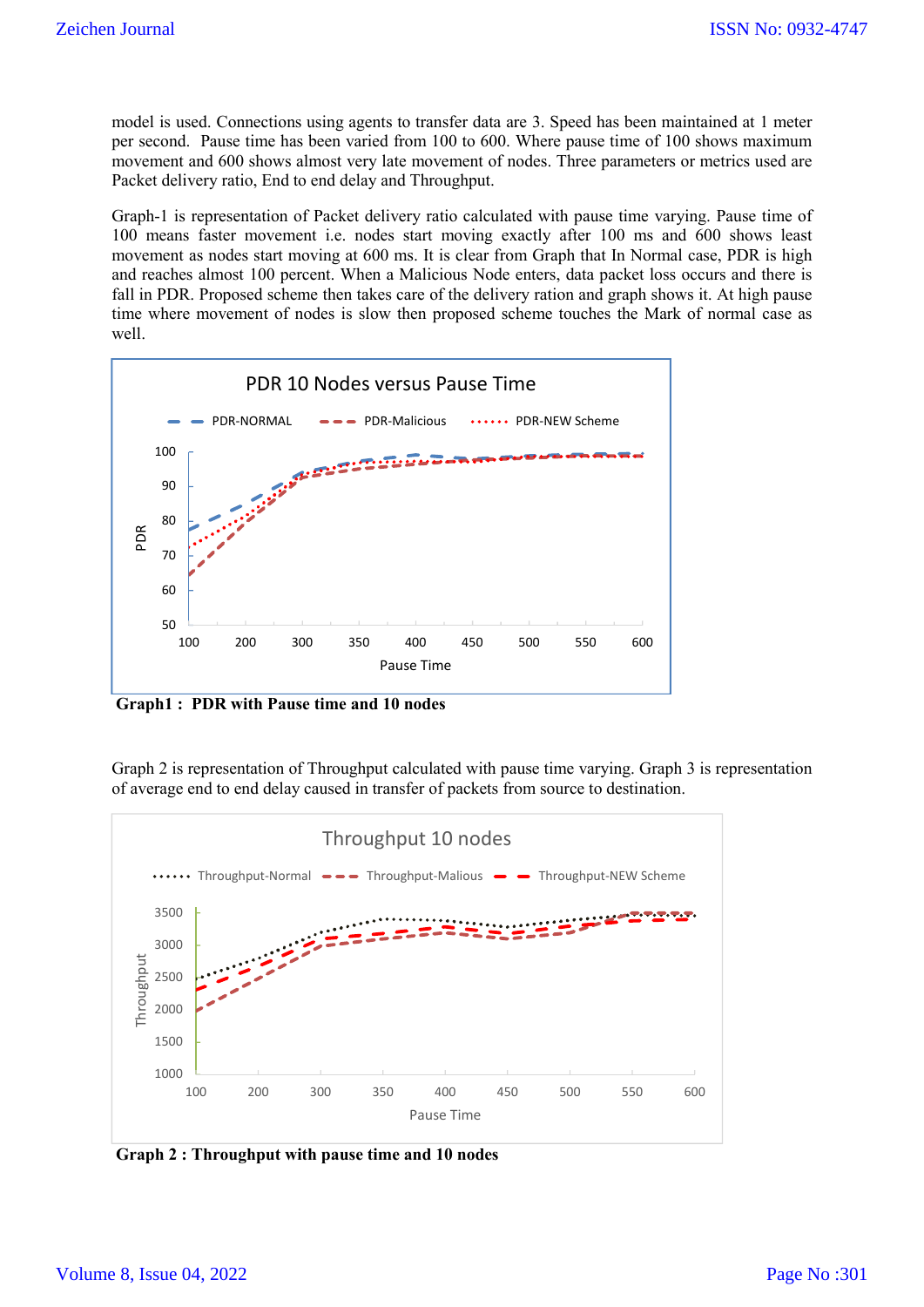model is used. Connections using agents to transfer data are 3. Speed has been maintained at 1 meter per second. Pause time has been varied from 100 to 600. Where pause time of 100 shows maximum movement and 600 shows almost very late movement of nodes. Three parameters or metrics used are Packet delivery ratio, End to end delay and Throughput.

Graph-1 is representation of Packet delivery ratio calculated with pause time varying. Pause time of 100 means faster movement i.e. nodes start moving exactly after 100 ms and 600 shows least movement as nodes start moving at 600 ms. It is clear from Graph that In Normal case, PDR is high and reaches almost 100 percent. When a Malicious Node enters, data packet loss occurs and there is fall in PDR. Proposed scheme then takes care of the delivery ration and graph shows it. At high pause time where movement of nodes is slow then proposed scheme touches the Mark of normal case as well.

**Graph1 : PDR with Pause time and 10 nodes**

Graph 2 is representation of Throughput calculated with pause time varying. Graph 3 is representation of average end to end delay caused in transfer of packets from source to destination.

**Graph 2 : Throughput with pause time and 10 nodes**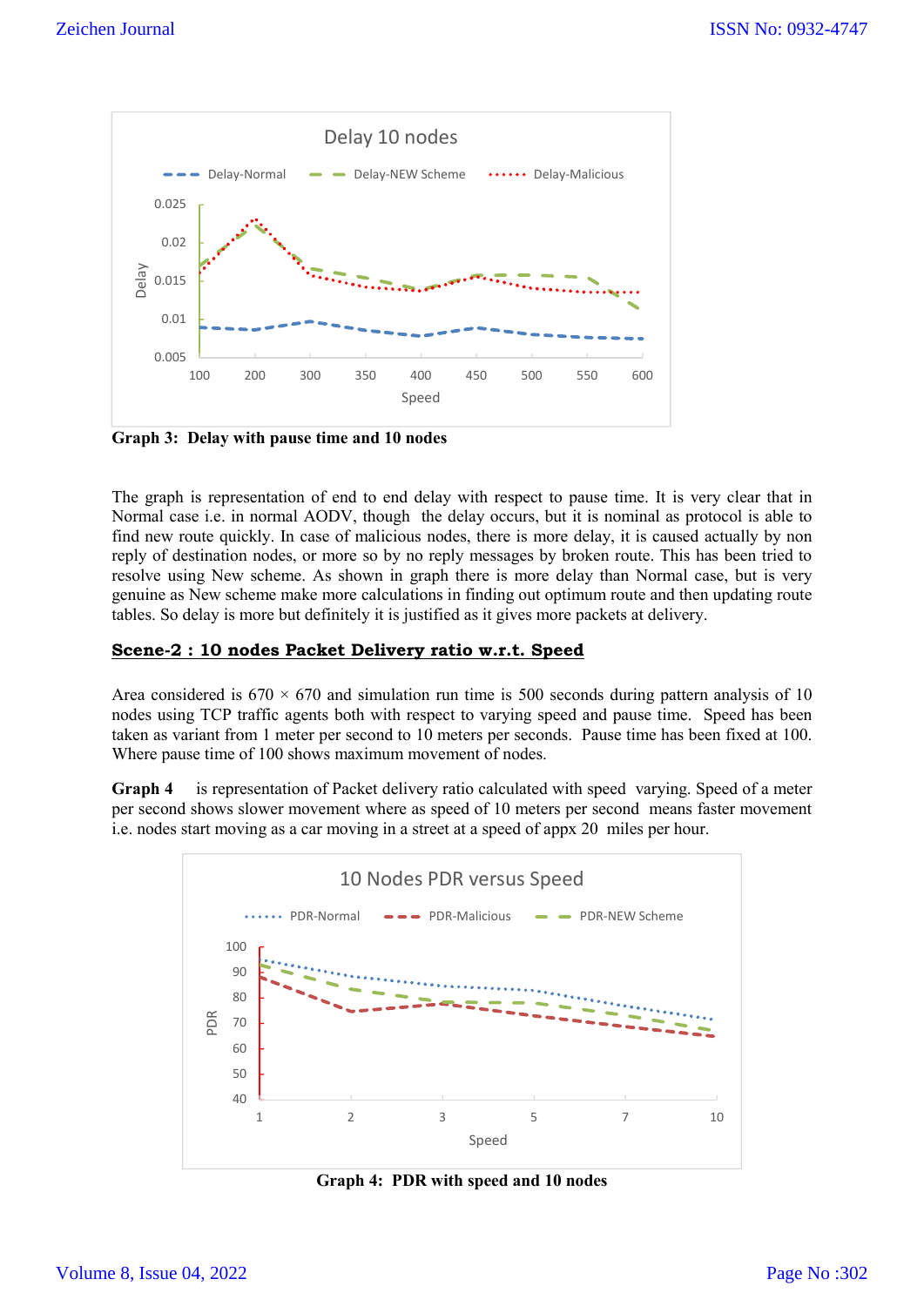**Graph 3: Delay with pause time and 10 nodes**

The graph is representation of end to end delay with respect to pause time. It is very clear that in Normal case i.e. in normal AODV, though the delay occurs, but it is nominal as protocol is able to find new route quickly. In case of malicious nodes, there is more delay, it is caused actually by non reply of destination nodes, or more so by no reply messages by broken route. This has been tried to resolve using New scheme. As shown in graph there is more delay than Normal case, but is very genuine as New scheme make more calculations in finding out optimum route and then updating route tables. So delay is more but definitely it is justified as it gives more packets at delivery.

## Scene-2 : 10 nodes Packet Delivery ratio w.r.t. Speed

Area considered is 670 × 670 and simulation run time is 500 seconds during pattern analysis of 10 nodes using TCP traffic agents both with respect to varying speed and pause time. Speed has been taken as variant from 1 meter per second to 10 meters per seconds. Pause time has been fixed at 100. Where pause time of 100 shows maximum movement of nodes.

**Graph 4** is representation of Packet delivery ratio calculated with speed varying. Speed of a meter per second shows slower movement where as speed of 10 meters per second means faster movement i.e. nodes start moving as a car moving in a street at a speed of appx 20 miles per hour.

**Graph 4: PDR with speed and 10 nodes**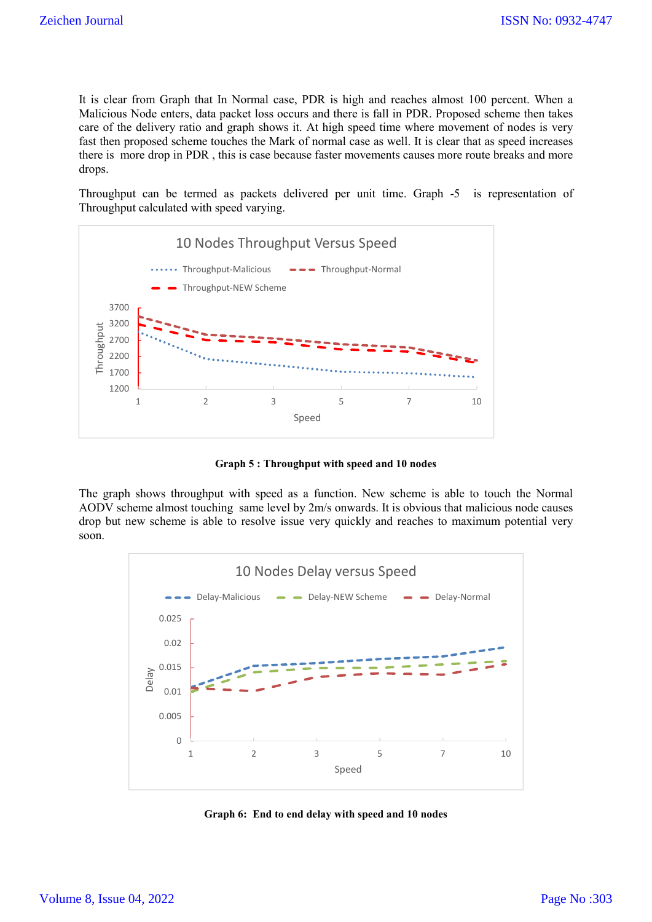It is clear from Graph that In Normal case, PDR is high and reaches almost 100 percent. When a Malicious Node enters, data packet loss occurs and there is fall in PDR. Proposed scheme then takes care of the delivery ratio and graph shows it. At high speed time where movement of nodes is very fast then proposed scheme touches the Mark of normal case as well. It is clear that as speed increases there is more drop in PDR , this is case because faster movements causes more route breaks and more drops.

Throughput can be termed as packets delivered per unit time. Graph -5 is representation of Throughput calculated with speed varying.

**Graph 5 : Throughput with speed and 10 nodes**

The graph shows throughput with speed as a function. New scheme is able to touch the Normal AODV scheme almost touching same level by 2m/s onwards. It is obvious that malicious node causes drop but new scheme is able to resolve issue very quickly and reaches to maximum potential very soon.

**Graph 6: End to end delay with speed and 10 nodes**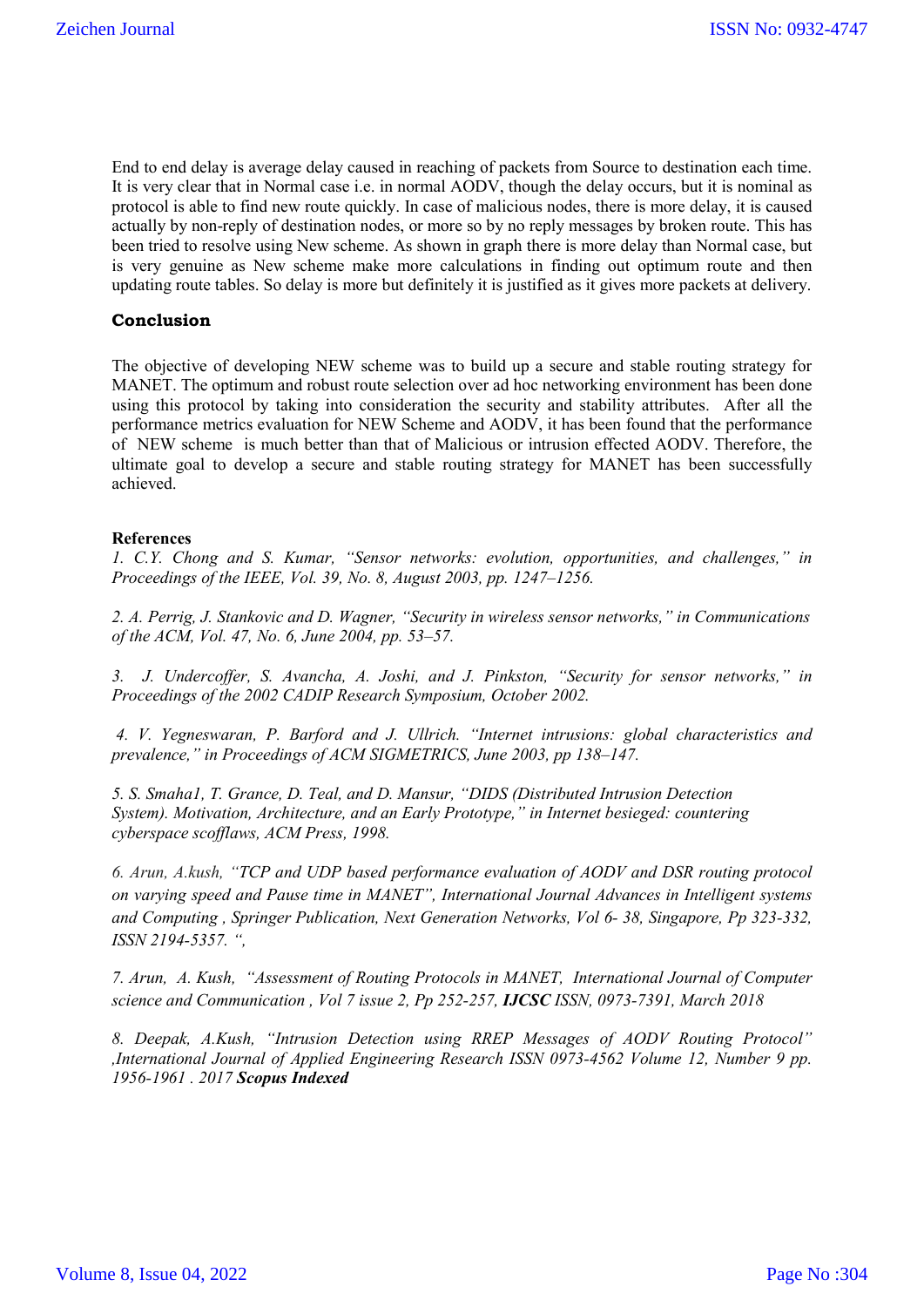End to end delay is average delay caused in reaching of packets from Source to destination each time. It is very clear that in Normal case i.e. in normal AODV, though the delay occurs, but it is nominal as protocol is able to find new route quickly. In case of malicious nodes, there is more delay, it is caused actually by non-reply of destination nodes, or more so by no reply messages by broken route. This has been tried to resolve using New scheme. As shown in graph there is more delay than Normal case, but is very genuine as New scheme make more calculations in finding out optimum route and then updating route tables. So delay is more but definitely it is justified as it gives more packets at delivery.

## Conclusion

The objective of developing NEW scheme was to build up a secure and stable routing strategy for MANET. The optimum and robust route selection over ad hoc networking environment has been done using this protocol by taking into consideration the security and stability attributes. After all the performance metrics evaluation for NEW Scheme and AODV, it has been found that the performance of NEW scheme is much better than that of Malicious or intrusion effected AODV. Therefore, the ultimate goal to develop a secure and stable routing strategy for MANET has been successfully achieved.

## References

*1. C.Y. Chong and S. Kumar, "Sensor networks: evolution, opportunities, and challenges," in Proceedings of the IEEE, Vol. 39, No. 8, August 2003, pp. 1247–1256.*

*2. A. Perrig, J. Stankovic and D. Wagner, "Security in wireless sensor networks," in Communications of the ACM, Vol. 47, No. 6, June 2004, pp. 53–57.*

*3. J. Undercoffer, S. Avancha, A. Joshi, and J. Pinkston, "Security for sensor networks," in Proceedings of the 2002 CADIP Research Symposium, October 2002.*

*4. V. Yegneswaran, P. Barford and J. Ullrich. "Internet intrusions: global characteristics and prevalence," in Proceedings of ACM SIGMETRICS, June 2003, pp 138–147.*

*5. S. Smaha1, T. Grance, D. Teal, and D. Mansur, "DIDS (Distributed Intrusion Detection System). Motivation, Architecture, and an Early Prototype," in Internet besieged: countering cyberspace scofflaws, ACM Press, 1998.*

*6. Arun, A.kush, "TCP and UDP based performance evaluation of AODV and DSR routing protocol on varying speed and Pause time in MANET", International Journal Advances in Intelligent systems and Computing , Springer Publication, Next Generation Networks, Vol 6- 38, Singapore, Pp 323-332, ISSN 2194-5357. ",*

*7. Arun, A. Kush, "Assessment of Routing Protocols in MANET, International Journal of Computer science and Communication , Vol 7 issue 2, Pp 252-257, **IJCSC** ISSN, 0973-7391, March 2018*

*8. Deepak, A.Kush, "Intrusion Detection using RREP Messages of AODV Routing Protocol" ,International Journal of Applied Engineering Research ISSN 0973-4562 Volume 12, Number 9 pp. 1956-1961 . 2017 **Scopus Indexed***